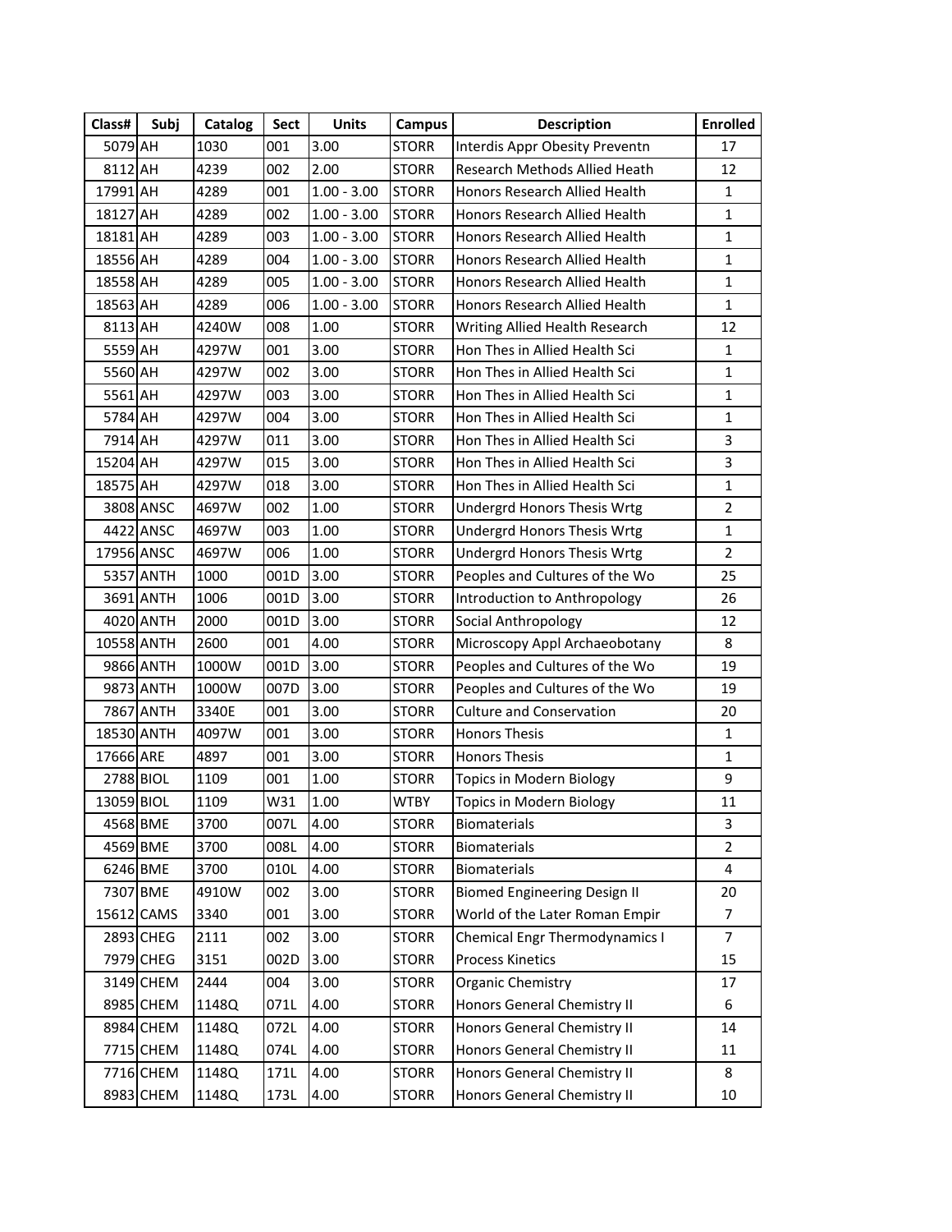| Class# | Subj | Catalog | Sect | Units | Campus | Description | Enrolled |
|---|---|---|---|---|---|---|---|
| 5079 | AH | 1030 | 001 | 3.00 | STORR | Interdis Appr Obesity Preventn | 17 |
| 8112 | AH | 4239 | 002 | 2.00 | STORR | Research Methods Allied Heath | 12 |
| 17991 | AH | 4289 | 001 | 1.00 - 3.00 | STORR | Honors Research Allied Health | 1 |
| 18127 | AH | 4289 | 002 | 1.00 - 3.00 | STORR | Honors Research Allied Health | 1 |
| 18181 | AH | 4289 | 003 | 1.00 - 3.00 | STORR | Honors Research Allied Health | 1 |
| 18556 | AH | 4289 | 004 | 1.00 - 3.00 | STORR | Honors Research Allied Health | 1 |
| 18558 | AH | 4289 | 005 | 1.00 - 3.00 | STORR | Honors Research Allied Health | 1 |
| 18563 | AH | 4289 | 006 | 1.00 - 3.00 | STORR | Honors Research Allied Health | 1 |
| 8113 | AH | 4240W | 008 | 1.00 | STORR | Writing Allied Health Research | 12 |
| 5559 | AH | 4297W | 001 | 3.00 | STORR | Hon Thes in Allied Health Sci | 1 |
| 5560 | AH | 4297W | 002 | 3.00 | STORR | Hon Thes in Allied Health Sci | 1 |
| 5561 | AH | 4297W | 003 | 3.00 | STORR | Hon Thes in Allied Health Sci | 1 |
| 5784 | AH | 4297W | 004 | 3.00 | STORR | Hon Thes in Allied Health Sci | 1 |
| 7914 | AH | 4297W | 011 | 3.00 | STORR | Hon Thes in Allied Health Sci | 3 |
| 15204 | AH | 4297W | 015 | 3.00 | STORR | Hon Thes in Allied Health Sci | 3 |
| 18575 | AH | 4297W | 018 | 3.00 | STORR | Hon Thes in Allied Health Sci | 1 |
| 3808 | ANSC | 4697W | 002 | 1.00 | STORR | Undergrd Honors Thesis Wrtg | 2 |
| 4422 | ANSC | 4697W | 003 | 1.00 | STORR | Undergrd Honors Thesis Wrtg | 1 |
| 17956 | ANSC | 4697W | 006 | 1.00 | STORR | Undergrd Honors Thesis Wrtg | 2 |
| 5357 | ANTH | 1000 | 001D | 3.00 | STORR | Peoples and Cultures of the Wo | 25 |
| 3691 | ANTH | 1006 | 001D | 3.00 | STORR | Introduction to Anthropology | 26 |
| 4020 | ANTH | 2000 | 001D | 3.00 | STORR | Social Anthropology | 12 |
| 10558 | ANTH | 2600 | 001 | 4.00 | STORR | Microscopy Appl Archaeobotany | 8 |
| 9866 | ANTH | 1000W | 001D | 3.00 | STORR | Peoples and Cultures of the Wo | 19 |
| 9873 | ANTH | 1000W | 007D | 3.00 | STORR | Peoples and Cultures of the Wo | 19 |
| 7867 | ANTH | 3340E | 001 | 3.00 | STORR | Culture and Conservation | 20 |
| 18530 | ANTH | 4097W | 001 | 3.00 | STORR | Honors Thesis | 1 |
| 17666 | ARE | 4897 | 001 | 3.00 | STORR | Honors Thesis | 1 |
| 2788 | BIOL | 1109 | 001 | 1.00 | STORR | Topics in Modern Biology | 9 |
| 13059 | BIOL | 1109 | W31 | 1.00 | WTBY | Topics in Modern Biology | 11 |
| 4568 | BME | 3700 | 007L | 4.00 | STORR | Biomaterials | 3 |
| 4569 | BME | 3700 | 008L | 4.00 | STORR | Biomaterials | 2 |
| 6246 | BME | 3700 | 010L | 4.00 | STORR | Biomaterials | 4 |
| 7307 | BME | 4910W | 002 | 3.00 | STORR | Biomed Engineering Design II | 20 |
| 15612 | CAMS | 3340 | 001 | 3.00 | STORR | World of the Later Roman Empir | 7 |
| 2893 | CHEG | 2111 | 002 | 3.00 | STORR | Chemical Engr Thermodynamics I | 7 |
| 7979 | CHEG | 3151 | 002D | 3.00 | STORR | Process Kinetics | 15 |
| 3149 | CHEM | 2444 | 004 | 3.00 | STORR | Organic Chemistry | 17 |
| 8985 | CHEM | 1148Q | 071L | 4.00 | STORR | Honors General Chemistry II | 6 |
| 8984 | CHEM | 1148Q | 072L | 4.00 | STORR | Honors General Chemistry II | 14 |
| 7715 | CHEM | 1148Q | 074L | 4.00 | STORR | Honors General Chemistry II | 11 |
| 7716 | CHEM | 1148Q | 171L | 4.00 | STORR | Honors General Chemistry II | 8 |
| 8983 | CHEM | 1148Q | 173L | 4.00 | STORR | Honors General Chemistry II | 10 |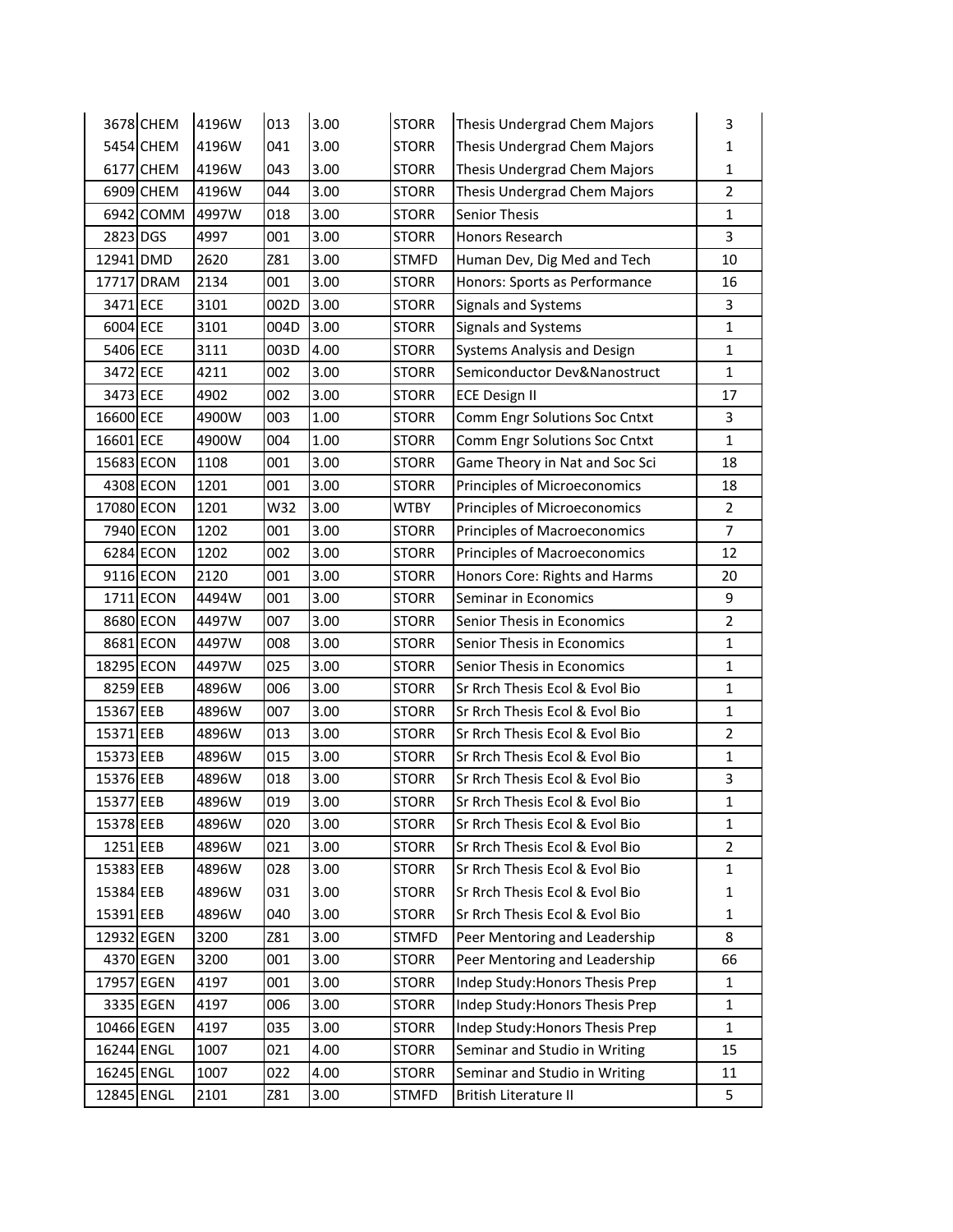| | | | | | | | |
|---|---|---|---|---|---|---|---|
| 3678 | CHEM | 4196W | 013 | 3.00 | STORR | Thesis Undergrad Chem Majors | 3 |
| 5454 | CHEM | 4196W | 041 | 3.00 | STORR | Thesis Undergrad Chem Majors | 1 |
| 6177 | CHEM | 4196W | 043 | 3.00 | STORR | Thesis Undergrad Chem Majors | 1 |
| 6909 | CHEM | 4196W | 044 | 3.00 | STORR | Thesis Undergrad Chem Majors | 2 |
| 6942 | COMM | 4997W | 018 | 3.00 | STORR | Senior Thesis | 1 |
| 2823 | DGS | 4997 | 001 | 3.00 | STORR | Honors Research | 3 |
| 12941 | DMD | 2620 | Z81 | 3.00 | STMFD | Human Dev, Dig Med and Tech | 10 |
| 17717 | DRAM | 2134 | 001 | 3.00 | STORR | Honors: Sports as Performance | 16 |
| 3471 | ECE | 3101 | 002D | 3.00 | STORR | Signals and Systems | 3 |
| 6004 | ECE | 3101 | 004D | 3.00 | STORR | Signals and Systems | 1 |
| 5406 | ECE | 3111 | 003D | 4.00 | STORR | Systems Analysis and Design | 1 |
| 3472 | ECE | 4211 | 002 | 3.00 | STORR | Semiconductor Dev&Nanostruct | 1 |
| 3473 | ECE | 4902 | 002 | 3.00 | STORR | ECE Design II | 17 |
| 16600 | ECE | 4900W | 003 | 1.00 | STORR | Comm Engr Solutions Soc Cntxt | 3 |
| 16601 | ECE | 4900W | 004 | 1.00 | STORR | Comm Engr Solutions Soc Cntxt | 1 |
| 15683 | ECON | 1108 | 001 | 3.00 | STORR | Game Theory in Nat and Soc Sci | 18 |
| 4308 | ECON | 1201 | 001 | 3.00 | STORR | Principles of Microeconomics | 18 |
| 17080 | ECON | 1201 | W32 | 3.00 | WTBY | Principles of Microeconomics | 2 |
| 7940 | ECON | 1202 | 001 | 3.00 | STORR | Principles of Macroeconomics | 7 |
| 6284 | ECON | 1202 | 002 | 3.00 | STORR | Principles of Macroeconomics | 12 |
| 9116 | ECON | 2120 | 001 | 3.00 | STORR | Honors Core: Rights and Harms | 20 |
| 1711 | ECON | 4494W | 001 | 3.00 | STORR | Seminar in Economics | 9 |
| 8680 | ECON | 4497W | 007 | 3.00 | STORR | Senior Thesis in Economics | 2 |
| 8681 | ECON | 4497W | 008 | 3.00 | STORR | Senior Thesis in Economics | 1 |
| 18295 | ECON | 4497W | 025 | 3.00 | STORR | Senior Thesis in Economics | 1 |
| 8259 | EEB | 4896W | 006 | 3.00 | STORR | Sr Rrch Thesis Ecol & Evol Bio | 1 |
| 15367 | EEB | 4896W | 007 | 3.00 | STORR | Sr Rrch Thesis Ecol & Evol Bio | 1 |
| 15371 | EEB | 4896W | 013 | 3.00 | STORR | Sr Rrch Thesis Ecol & Evol Bio | 2 |
| 15373 | EEB | 4896W | 015 | 3.00 | STORR | Sr Rrch Thesis Ecol & Evol Bio | 1 |
| 15376 | EEB | 4896W | 018 | 3.00 | STORR | Sr Rrch Thesis Ecol & Evol Bio | 3 |
| 15377 | EEB | 4896W | 019 | 3.00 | STORR | Sr Rrch Thesis Ecol & Evol Bio | 1 |
| 15378 | EEB | 4896W | 020 | 3.00 | STORR | Sr Rrch Thesis Ecol & Evol Bio | 1 |
| 1251 | EEB | 4896W | 021 | 3.00 | STORR | Sr Rrch Thesis Ecol & Evol Bio | 2 |
| 15383 | EEB | 4896W | 028 | 3.00 | STORR | Sr Rrch Thesis Ecol & Evol Bio | 1 |
| 15384 | EEB | 4896W | 031 | 3.00 | STORR | Sr Rrch Thesis Ecol & Evol Bio | 1 |
| 15391 | EEB | 4896W | 040 | 3.00 | STORR | Sr Rrch Thesis Ecol & Evol Bio | 1 |
| 12932 | EGEN | 3200 | Z81 | 3.00 | STMFD | Peer Mentoring and Leadership | 8 |
| 4370 | EGEN | 3200 | 001 | 3.00 | STORR | Peer Mentoring and Leadership | 66 |
| 17957 | EGEN | 4197 | 001 | 3.00 | STORR | Indep Study:Honors Thesis Prep | 1 |
| 3335 | EGEN | 4197 | 006 | 3.00 | STORR | Indep Study:Honors Thesis Prep | 1 |
| 10466 | EGEN | 4197 | 035 | 3.00 | STORR | Indep Study:Honors Thesis Prep | 1 |
| 16244 | ENGL | 1007 | 021 | 4.00 | STORR | Seminar and Studio in Writing | 15 |
| 16245 | ENGL | 1007 | 022 | 4.00 | STORR | Seminar and Studio in Writing | 11 |
| 12845 | ENGL | 2101 | Z81 | 3.00 | STMFD | British Literature II | 5 |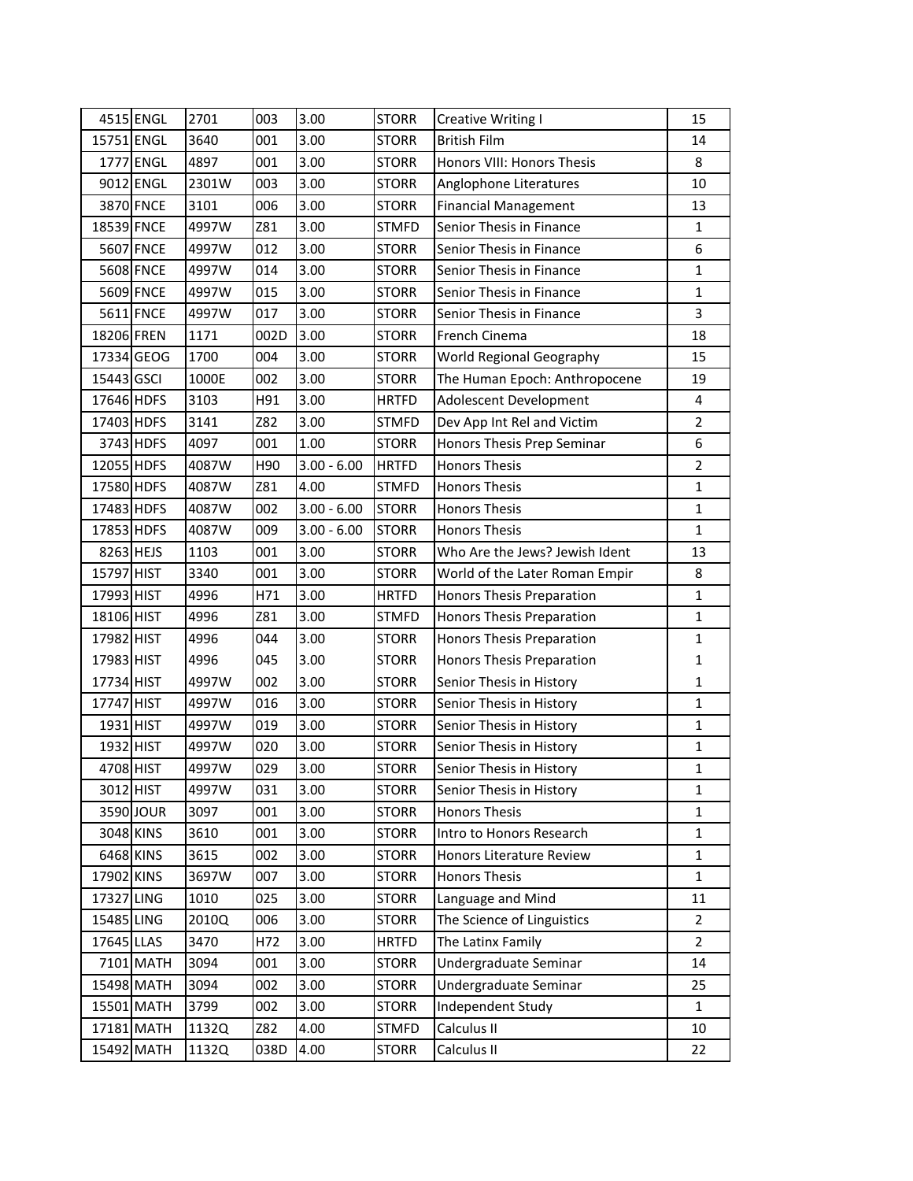| | | | | | | | |
|---|---|---|---|---|---|---|---|
| 4515 | ENGL | 2701 | 003 | 3.00 | STORR | Creative Writing I | 15 |
| 15751 | ENGL | 3640 | 001 | 3.00 | STORR | British Film | 14 |
| 1777 | ENGL | 4897 | 001 | 3.00 | STORR | Honors VIII: Honors Thesis | 8 |
| 9012 | ENGL | 2301W | 003 | 3.00 | STORR | Anglophone Literatures | 10 |
| 3870 | FNCE | 3101 | 006 | 3.00 | STORR | Financial Management | 13 |
| 18539 | FNCE | 4997W | Z81 | 3.00 | STMFD | Senior Thesis in Finance | 1 |
| 5607 | FNCE | 4997W | 012 | 3.00 | STORR | Senior Thesis in Finance | 6 |
| 5608 | FNCE | 4997W | 014 | 3.00 | STORR | Senior Thesis in Finance | 1 |
| 5609 | FNCE | 4997W | 015 | 3.00 | STORR | Senior Thesis in Finance | 1 |
| 5611 | FNCE | 4997W | 017 | 3.00 | STORR | Senior Thesis in Finance | 3 |
| 18206 | FREN | 1171 | 002D | 3.00 | STORR | French Cinema | 18 |
| 17334 | GEOG | 1700 | 004 | 3.00 | STORR | World Regional Geography | 15 |
| 15443 | GSCI | 1000E | 002 | 3.00 | STORR | The Human Epoch: Anthropocene | 19 |
| 17646 | HDFS | 3103 | H91 | 3.00 | HRTFD | Adolescent Development | 4 |
| 17403 | HDFS | 3141 | Z82 | 3.00 | STMFD | Dev App Int Rel and Victim | 2 |
| 3743 | HDFS | 4097 | 001 | 1.00 | STORR | Honors Thesis Prep Seminar | 6 |
| 12055 | HDFS | 4087W | H90 | 3.00 - 6.00 | HRTFD | Honors Thesis | 2 |
| 17580 | HDFS | 4087W | Z81 | 4.00 | STMFD | Honors Thesis | 1 |
| 17483 | HDFS | 4087W | 002 | 3.00 - 6.00 | STORR | Honors Thesis | 1 |
| 17853 | HDFS | 4087W | 009 | 3.00 - 6.00 | STORR | Honors Thesis | 1 |
| 8263 | HEJS | 1103 | 001 | 3.00 | STORR | Who Are the Jews? Jewish Ident | 13 |
| 15797 | HIST | 3340 | 001 | 3.00 | STORR | World of the Later Roman Empir | 8 |
| 17993 | HIST | 4996 | H71 | 3.00 | HRTFD | Honors Thesis Preparation | 1 |
| 18106 | HIST | 4996 | Z81 | 3.00 | STMFD | Honors Thesis Preparation | 1 |
| 17982 | HIST | 4996 | 044 | 3.00 | STORR | Honors Thesis Preparation | 1 |
| 17983 | HIST | 4996 | 045 | 3.00 | STORR | Honors Thesis Preparation | 1 |
| 17734 | HIST | 4997W | 002 | 3.00 | STORR | Senior Thesis in History | 1 |
| 17747 | HIST | 4997W | 016 | 3.00 | STORR | Senior Thesis in History | 1 |
| 1931 | HIST | 4997W | 019 | 3.00 | STORR | Senior Thesis in History | 1 |
| 1932 | HIST | 4997W | 020 | 3.00 | STORR | Senior Thesis in History | 1 |
| 4708 | HIST | 4997W | 029 | 3.00 | STORR | Senior Thesis in History | 1 |
| 3012 | HIST | 4997W | 031 | 3.00 | STORR | Senior Thesis in History | 1 |
| 3590 | JOUR | 3097 | 001 | 3.00 | STORR | Honors Thesis | 1 |
| 3048 | KINS | 3610 | 001 | 3.00 | STORR | Intro to Honors Research | 1 |
| 6468 | KINS | 3615 | 002 | 3.00 | STORR | Honors Literature Review | 1 |
| 17902 | KINS | 3697W | 007 | 3.00 | STORR | Honors Thesis | 1 |
| 17327 | LING | 1010 | 025 | 3.00 | STORR | Language and Mind | 11 |
| 15485 | LING | 2010Q | 006 | 3.00 | STORR | The Science of Linguistics | 2 |
| 17645 | LLAS | 3470 | H72 | 3.00 | HRTFD | The Latinx Family | 2 |
| 7101 | MATH | 3094 | 001 | 3.00 | STORR | Undergraduate Seminar | 14 |
| 15498 | MATH | 3094 | 002 | 3.00 | STORR | Undergraduate Seminar | 25 |
| 15501 | MATH | 3799 | 002 | 3.00 | STORR | Independent Study | 1 |
| 17181 | MATH | 1132Q | Z82 | 4.00 | STMFD | Calculus II | 10 |
| 15492 | MATH | 1132Q | 038D | 4.00 | STORR | Calculus II | 22 |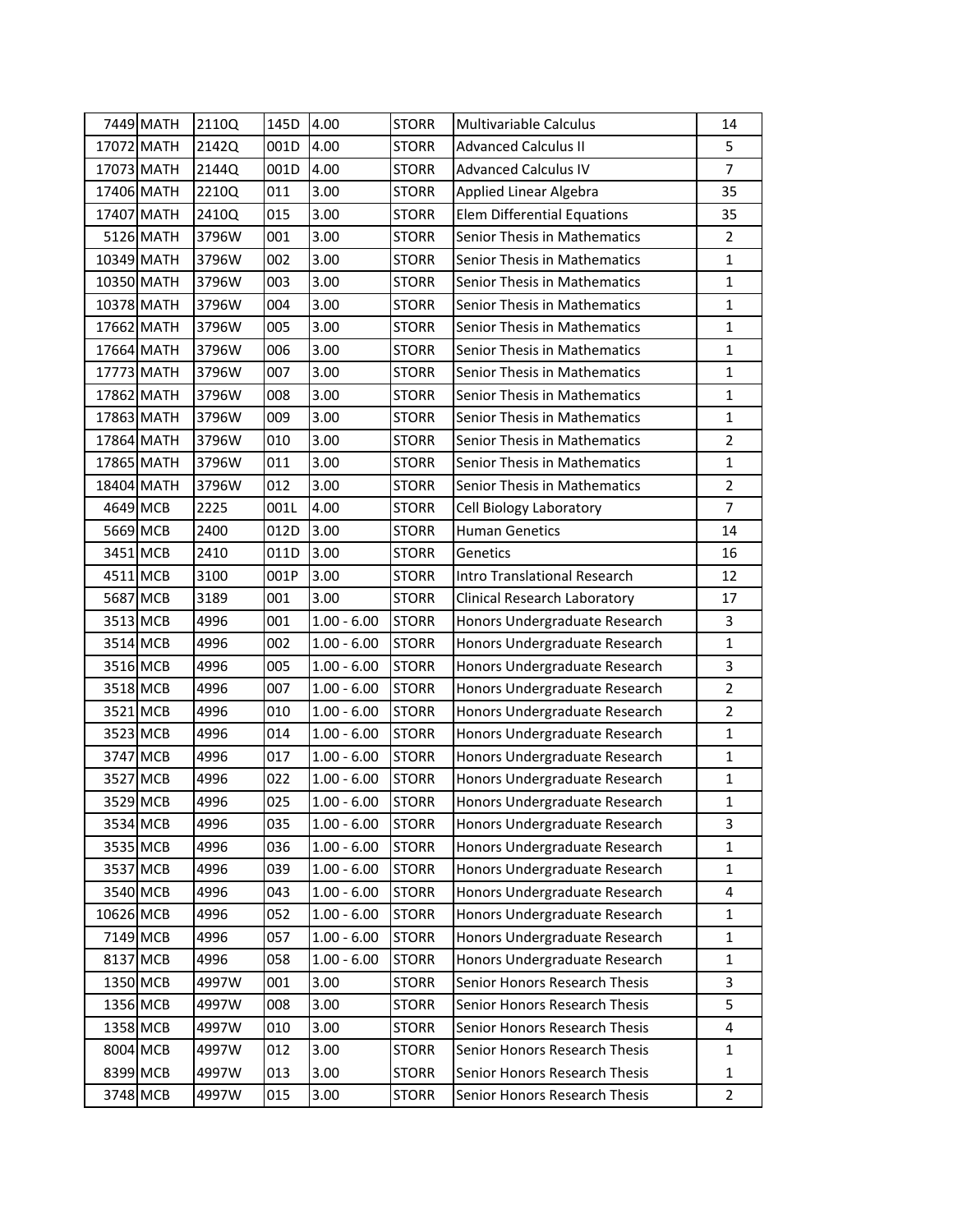| | | | | | | | |
|---|---|---|---|---|---|---|---|
| 7449 | MATH | 2110Q | 145D | 4.00 | STORR | Multivariable Calculus | 14 |
| 17072 | MATH | 2142Q | 001D | 4.00 | STORR | Advanced Calculus II | 5 |
| 17073 | MATH | 2144Q | 001D | 4.00 | STORR | Advanced Calculus IV | 7 |
| 17406 | MATH | 2210Q | 011 | 3.00 | STORR | Applied Linear Algebra | 35 |
| 17407 | MATH | 2410Q | 015 | 3.00 | STORR | Elem Differential Equations | 35 |
| 5126 | MATH | 3796W | 001 | 3.00 | STORR | Senior Thesis in Mathematics | 2 |
| 10349 | MATH | 3796W | 002 | 3.00 | STORR | Senior Thesis in Mathematics | 1 |
| 10350 | MATH | 3796W | 003 | 3.00 | STORR | Senior Thesis in Mathematics | 1 |
| 10378 | MATH | 3796W | 004 | 3.00 | STORR | Senior Thesis in Mathematics | 1 |
| 17662 | MATH | 3796W | 005 | 3.00 | STORR | Senior Thesis in Mathematics | 1 |
| 17664 | MATH | 3796W | 006 | 3.00 | STORR | Senior Thesis in Mathematics | 1 |
| 17773 | MATH | 3796W | 007 | 3.00 | STORR | Senior Thesis in Mathematics | 1 |
| 17862 | MATH | 3796W | 008 | 3.00 | STORR | Senior Thesis in Mathematics | 1 |
| 17863 | MATH | 3796W | 009 | 3.00 | STORR | Senior Thesis in Mathematics | 1 |
| 17864 | MATH | 3796W | 010 | 3.00 | STORR | Senior Thesis in Mathematics | 2 |
| 17865 | MATH | 3796W | 011 | 3.00 | STORR | Senior Thesis in Mathematics | 1 |
| 18404 | MATH | 3796W | 012 | 3.00 | STORR | Senior Thesis in Mathematics | 2 |
| 4649 | MCB | 2225 | 001L | 4.00 | STORR | Cell Biology Laboratory | 7 |
| 5669 | MCB | 2400 | 012D | 3.00 | STORR | Human Genetics | 14 |
| 3451 | MCB | 2410 | 011D | 3.00 | STORR | Genetics | 16 |
| 4511 | MCB | 3100 | 001P | 3.00 | STORR | Intro Translational Research | 12 |
| 5687 | MCB | 3189 | 001 | 3.00 | STORR | Clinical Research Laboratory | 17 |
| 3513 | MCB | 4996 | 001 | 1.00 - 6.00 | STORR | Honors Undergraduate Research | 3 |
| 3514 | MCB | 4996 | 002 | 1.00 - 6.00 | STORR | Honors Undergraduate Research | 1 |
| 3516 | MCB | 4996 | 005 | 1.00 - 6.00 | STORR | Honors Undergraduate Research | 3 |
| 3518 | MCB | 4996 | 007 | 1.00 - 6.00 | STORR | Honors Undergraduate Research | 2 |
| 3521 | MCB | 4996 | 010 | 1.00 - 6.00 | STORR | Honors Undergraduate Research | 2 |
| 3523 | MCB | 4996 | 014 | 1.00 - 6.00 | STORR | Honors Undergraduate Research | 1 |
| 3747 | MCB | 4996 | 017 | 1.00 - 6.00 | STORR | Honors Undergraduate Research | 1 |
| 3527 | MCB | 4996 | 022 | 1.00 - 6.00 | STORR | Honors Undergraduate Research | 1 |
| 3529 | MCB | 4996 | 025 | 1.00 - 6.00 | STORR | Honors Undergraduate Research | 1 |
| 3534 | MCB | 4996 | 035 | 1.00 - 6.00 | STORR | Honors Undergraduate Research | 3 |
| 3535 | MCB | 4996 | 036 | 1.00 - 6.00 | STORR | Honors Undergraduate Research | 1 |
| 3537 | MCB | 4996 | 039 | 1.00 - 6.00 | STORR | Honors Undergraduate Research | 1 |
| 3540 | MCB | 4996 | 043 | 1.00 - 6.00 | STORR | Honors Undergraduate Research | 4 |
| 10626 | MCB | 4996 | 052 | 1.00 - 6.00 | STORR | Honors Undergraduate Research | 1 |
| 7149 | MCB | 4996 | 057 | 1.00 - 6.00 | STORR | Honors Undergraduate Research | 1 |
| 8137 | MCB | 4996 | 058 | 1.00 - 6.00 | STORR | Honors Undergraduate Research | 1 |
| 1350 | MCB | 4997W | 001 | 3.00 | STORR | Senior Honors Research Thesis | 3 |
| 1356 | MCB | 4997W | 008 | 3.00 | STORR | Senior Honors Research Thesis | 5 |
| 1358 | MCB | 4997W | 010 | 3.00 | STORR | Senior Honors Research Thesis | 4 |
| 8004 | MCB | 4997W | 012 | 3.00 | STORR | Senior Honors Research Thesis | 1 |
| 8399 | MCB | 4997W | 013 | 3.00 | STORR | Senior Honors Research Thesis | 1 |
| 3748 | MCB | 4997W | 015 | 3.00 | STORR | Senior Honors Research Thesis | 2 |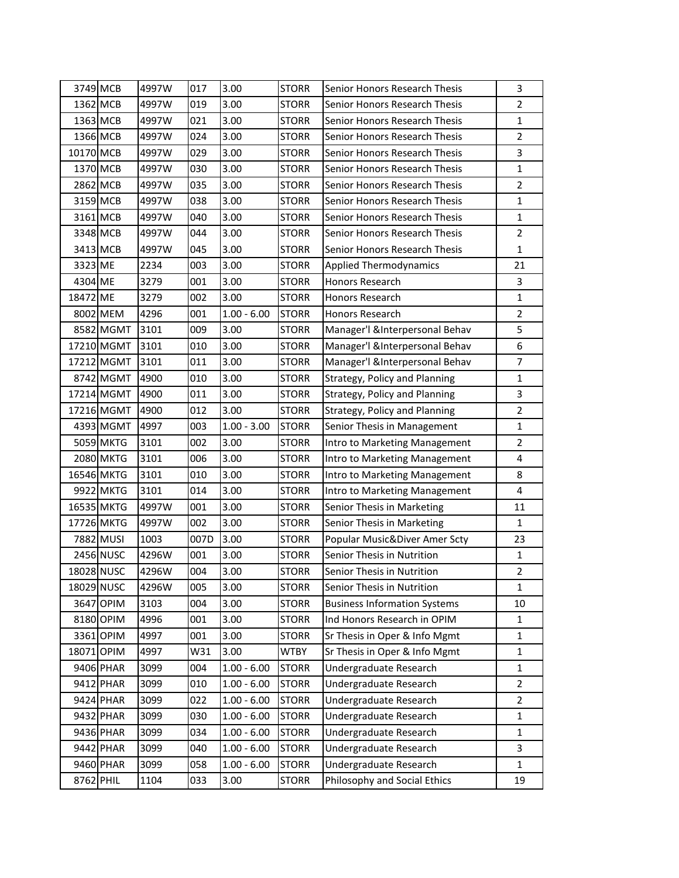| | | | | | | | |
|---|---|---|---|---|---|---|---|
| 3749 | MCB | 4997W | 017 | 3.00 | STORR | Senior Honors Research Thesis | 3 |
| 1362 | MCB | 4997W | 019 | 3.00 | STORR | Senior Honors Research Thesis | 2 |
| 1363 | MCB | 4997W | 021 | 3.00 | STORR | Senior Honors Research Thesis | 1 |
| 1366 | MCB | 4997W | 024 | 3.00 | STORR | Senior Honors Research Thesis | 2 |
| 10170 | MCB | 4997W | 029 | 3.00 | STORR | Senior Honors Research Thesis | 3 |
| 1370 | MCB | 4997W | 030 | 3.00 | STORR | Senior Honors Research Thesis | 1 |
| 2862 | MCB | 4997W | 035 | 3.00 | STORR | Senior Honors Research Thesis | 2 |
| 3159 | MCB | 4997W | 038 | 3.00 | STORR | Senior Honors Research Thesis | 1 |
| 3161 | MCB | 4997W | 040 | 3.00 | STORR | Senior Honors Research Thesis | 1 |
| 3348 | MCB | 4997W | 044 | 3.00 | STORR | Senior Honors Research Thesis | 2 |
| 3413 | MCB | 4997W | 045 | 3.00 | STORR | Senior Honors Research Thesis | 1 |
| 3323 | ME | 2234 | 003 | 3.00 | STORR | Applied Thermodynamics | 21 |
| 4304 | ME | 3279 | 001 | 3.00 | STORR | Honors Research | 3 |
| 18472 | ME | 3279 | 002 | 3.00 | STORR | Honors Research | 1 |
| 8002 | MEM | 4296 | 001 | 1.00 - 6.00 | STORR | Honors Research | 2 |
| 8582 | MGMT | 3101 | 009 | 3.00 | STORR | Manager'l &Interpersonal Behav | 5 |
| 17210 | MGMT | 3101 | 010 | 3.00 | STORR | Manager'l &Interpersonal Behav | 6 |
| 17212 | MGMT | 3101 | 011 | 3.00 | STORR | Manager'l &Interpersonal Behav | 7 |
| 8742 | MGMT | 4900 | 010 | 3.00 | STORR | Strategy, Policy and Planning | 1 |
| 17214 | MGMT | 4900 | 011 | 3.00 | STORR | Strategy, Policy and Planning | 3 |
| 17216 | MGMT | 4900 | 012 | 3.00 | STORR | Strategy, Policy and Planning | 2 |
| 4393 | MGMT | 4997 | 003 | 1.00 - 3.00 | STORR | Senior Thesis in Management | 1 |
| 5059 | MKTG | 3101 | 002 | 3.00 | STORR | Intro to Marketing Management | 2 |
| 2080 | MKTG | 3101 | 006 | 3.00 | STORR | Intro to Marketing Management | 4 |
| 16546 | MKTG | 3101 | 010 | 3.00 | STORR | Intro to Marketing Management | 8 |
| 9922 | MKTG | 3101 | 014 | 3.00 | STORR | Intro to Marketing Management | 4 |
| 16535 | MKTG | 4997W | 001 | 3.00 | STORR | Senior Thesis in Marketing | 11 |
| 17726 | MKTG | 4997W | 002 | 3.00 | STORR | Senior Thesis in Marketing | 1 |
| 7882 | MUSI | 1003 | 007D | 3.00 | STORR | Popular Music&Diver Amer Scty | 23 |
| 2456 | NUSC | 4296W | 001 | 3.00 | STORR | Senior Thesis in Nutrition | 1 |
| 18028 | NUSC | 4296W | 004 | 3.00 | STORR | Senior Thesis in Nutrition | 2 |
| 18029 | NUSC | 4296W | 005 | 3.00 | STORR | Senior Thesis in Nutrition | 1 |
| 3647 | OPIM | 3103 | 004 | 3.00 | STORR | Business Information Systems | 10 |
| 8180 | OPIM | 4996 | 001 | 3.00 | STORR | Ind Honors Research in OPIM | 1 |
| 3361 | OPIM | 4997 | 001 | 3.00 | STORR | Sr Thesis in Oper & Info Mgmt | 1 |
| 18071 | OPIM | 4997 | W31 | 3.00 | WTBY | Sr Thesis in Oper & Info Mgmt | 1 |
| 9406 | PHAR | 3099 | 004 | 1.00 - 6.00 | STORR | Undergraduate Research | 1 |
| 9412 | PHAR | 3099 | 010 | 1.00 - 6.00 | STORR | Undergraduate Research | 2 |
| 9424 | PHAR | 3099 | 022 | 1.00 - 6.00 | STORR | Undergraduate Research | 2 |
| 9432 | PHAR | 3099 | 030 | 1.00 - 6.00 | STORR | Undergraduate Research | 1 |
| 9436 | PHAR | 3099 | 034 | 1.00 - 6.00 | STORR | Undergraduate Research | 1 |
| 9442 | PHAR | 3099 | 040 | 1.00 - 6.00 | STORR | Undergraduate Research | 3 |
| 9460 | PHAR | 3099 | 058 | 1.00 - 6.00 | STORR | Undergraduate Research | 1 |
| 8762 | PHIL | 1104 | 033 | 3.00 | STORR | Philosophy and Social Ethics | 19 |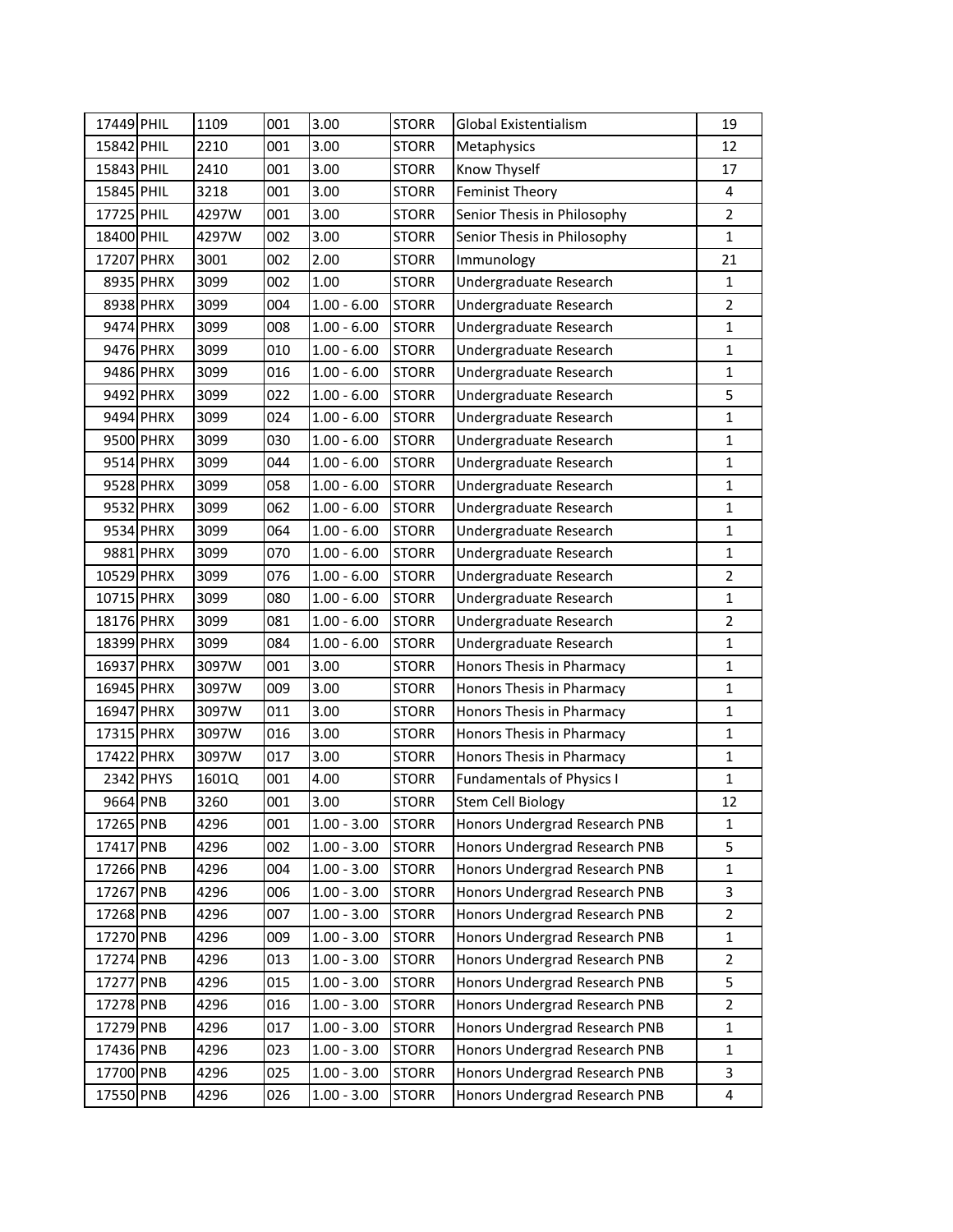| | | | | | | | |
|---|---|---|---|---|---|---|---|
| 17449 | PHIL | 1109 | 001 | 3.00 | STORR | Global Existentialism | 19 |
| 15842 | PHIL | 2210 | 001 | 3.00 | STORR | Metaphysics | 12 |
| 15843 | PHIL | 2410 | 001 | 3.00 | STORR | Know Thyself | 17 |
| 15845 | PHIL | 3218 | 001 | 3.00 | STORR | Feminist Theory | 4 |
| 17725 | PHIL | 4297W | 001 | 3.00 | STORR | Senior Thesis in Philosophy | 2 |
| 18400 | PHIL | 4297W | 002 | 3.00 | STORR | Senior Thesis in Philosophy | 1 |
| 17207 | PHRX | 3001 | 002 | 2.00 | STORR | Immunology | 21 |
| 8935 | PHRX | 3099 | 002 | 1.00 | STORR | Undergraduate Research | 1 |
| 8938 | PHRX | 3099 | 004 | 1.00 - 6.00 | STORR | Undergraduate Research | 2 |
| 9474 | PHRX | 3099 | 008 | 1.00 - 6.00 | STORR | Undergraduate Research | 1 |
| 9476 | PHRX | 3099 | 010 | 1.00 - 6.00 | STORR | Undergraduate Research | 1 |
| 9486 | PHRX | 3099 | 016 | 1.00 - 6.00 | STORR | Undergraduate Research | 1 |
| 9492 | PHRX | 3099 | 022 | 1.00 - 6.00 | STORR | Undergraduate Research | 5 |
| 9494 | PHRX | 3099 | 024 | 1.00 - 6.00 | STORR | Undergraduate Research | 1 |
| 9500 | PHRX | 3099 | 030 | 1.00 - 6.00 | STORR | Undergraduate Research | 1 |
| 9514 | PHRX | 3099 | 044 | 1.00 - 6.00 | STORR | Undergraduate Research | 1 |
| 9528 | PHRX | 3099 | 058 | 1.00 - 6.00 | STORR | Undergraduate Research | 1 |
| 9532 | PHRX | 3099 | 062 | 1.00 - 6.00 | STORR | Undergraduate Research | 1 |
| 9534 | PHRX | 3099 | 064 | 1.00 - 6.00 | STORR | Undergraduate Research | 1 |
| 9881 | PHRX | 3099 | 070 | 1.00 - 6.00 | STORR | Undergraduate Research | 1 |
| 10529 | PHRX | 3099 | 076 | 1.00 - 6.00 | STORR | Undergraduate Research | 2 |
| 10715 | PHRX | 3099 | 080 | 1.00 - 6.00 | STORR | Undergraduate Research | 1 |
| 18176 | PHRX | 3099 | 081 | 1.00 - 6.00 | STORR | Undergraduate Research | 2 |
| 18399 | PHRX | 3099 | 084 | 1.00 - 6.00 | STORR | Undergraduate Research | 1 |
| 16937 | PHRX | 3097W | 001 | 3.00 | STORR | Honors Thesis in Pharmacy | 1 |
| 16945 | PHRX | 3097W | 009 | 3.00 | STORR | Honors Thesis in Pharmacy | 1 |
| 16947 | PHRX | 3097W | 011 | 3.00 | STORR | Honors Thesis in Pharmacy | 1 |
| 17315 | PHRX | 3097W | 016 | 3.00 | STORR | Honors Thesis in Pharmacy | 1 |
| 17422 | PHRX | 3097W | 017 | 3.00 | STORR | Honors Thesis in Pharmacy | 1 |
| 2342 | PHYS | 1601Q | 001 | 4.00 | STORR | Fundamentals of Physics I | 1 |
| 9664 | PNB | 3260 | 001 | 3.00 | STORR | Stem Cell Biology | 12 |
| 17265 | PNB | 4296 | 001 | 1.00 - 3.00 | STORR | Honors Undergrad Research PNB | 1 |
| 17417 | PNB | 4296 | 002 | 1.00 - 3.00 | STORR | Honors Undergrad Research PNB | 5 |
| 17266 | PNB | 4296 | 004 | 1.00 - 3.00 | STORR | Honors Undergrad Research PNB | 1 |
| 17267 | PNB | 4296 | 006 | 1.00 - 3.00 | STORR | Honors Undergrad Research PNB | 3 |
| 17268 | PNB | 4296 | 007 | 1.00 - 3.00 | STORR | Honors Undergrad Research PNB | 2 |
| 17270 | PNB | 4296 | 009 | 1.00 - 3.00 | STORR | Honors Undergrad Research PNB | 1 |
| 17274 | PNB | 4296 | 013 | 1.00 - 3.00 | STORR | Honors Undergrad Research PNB | 2 |
| 17277 | PNB | 4296 | 015 | 1.00 - 3.00 | STORR | Honors Undergrad Research PNB | 5 |
| 17278 | PNB | 4296 | 016 | 1.00 - 3.00 | STORR | Honors Undergrad Research PNB | 2 |
| 17279 | PNB | 4296 | 017 | 1.00 - 3.00 | STORR | Honors Undergrad Research PNB | 1 |
| 17436 | PNB | 4296 | 023 | 1.00 - 3.00 | STORR | Honors Undergrad Research PNB | 1 |
| 17700 | PNB | 4296 | 025 | 1.00 - 3.00 | STORR | Honors Undergrad Research PNB | 3 |
| 17550 | PNB | 4296 | 026 | 1.00 - 3.00 | STORR | Honors Undergrad Research PNB | 4 |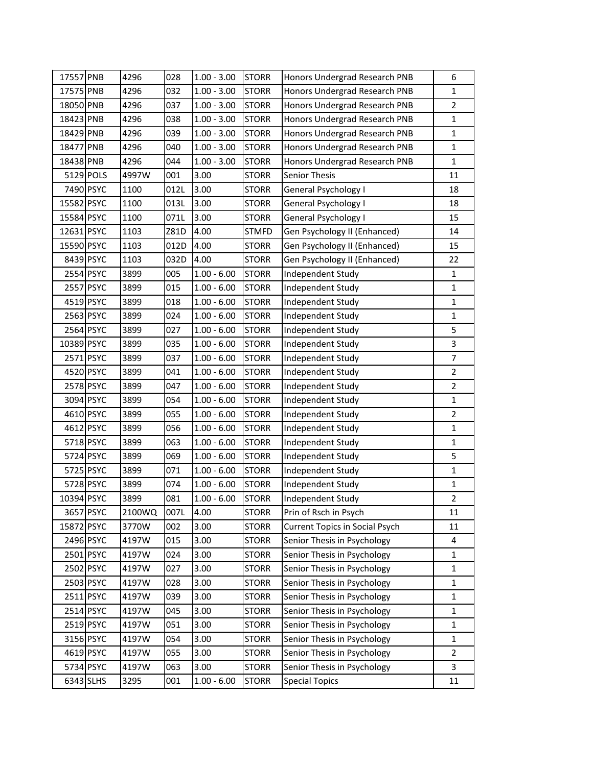| | | | | | | | |
|---|---|---|---|---|---|---|---|
| 17557 | PNB | 4296 | 028 | 1.00 - 3.00 | STORR | Honors Undergrad Research PNB | 6 |
| 17575 | PNB | 4296 | 032 | 1.00 - 3.00 | STORR | Honors Undergrad Research PNB | 1 |
| 18050 | PNB | 4296 | 037 | 1.00 - 3.00 | STORR | Honors Undergrad Research PNB | 2 |
| 18423 | PNB | 4296 | 038 | 1.00 - 3.00 | STORR | Honors Undergrad Research PNB | 1 |
| 18429 | PNB | 4296 | 039 | 1.00 - 3.00 | STORR | Honors Undergrad Research PNB | 1 |
| 18477 | PNB | 4296 | 040 | 1.00 - 3.00 | STORR | Honors Undergrad Research PNB | 1 |
| 18438 | PNB | 4296 | 044 | 1.00 - 3.00 | STORR | Honors Undergrad Research PNB | 1 |
| 5129 | POLS | 4997W | 001 | 3.00 | STORR | Senior Thesis | 11 |
| 7490 | PSYC | 1100 | 012L | 3.00 | STORR | General Psychology I | 18 |
| 15582 | PSYC | 1100 | 013L | 3.00 | STORR | General Psychology I | 18 |
| 15584 | PSYC | 1100 | 071L | 3.00 | STORR | General Psychology I | 15 |
| 12631 | PSYC | 1103 | Z81D | 4.00 | STMFD | Gen Psychology II (Enhanced) | 14 |
| 15590 | PSYC | 1103 | 012D | 4.00 | STORR | Gen Psychology II (Enhanced) | 15 |
| 8439 | PSYC | 1103 | 032D | 4.00 | STORR | Gen Psychology II (Enhanced) | 22 |
| 2554 | PSYC | 3899 | 005 | 1.00 - 6.00 | STORR | Independent Study | 1 |
| 2557 | PSYC | 3899 | 015 | 1.00 - 6.00 | STORR | Independent Study | 1 |
| 4519 | PSYC | 3899 | 018 | 1.00 - 6.00 | STORR | Independent Study | 1 |
| 2563 | PSYC | 3899 | 024 | 1.00 - 6.00 | STORR | Independent Study | 1 |
| 2564 | PSYC | 3899 | 027 | 1.00 - 6.00 | STORR | Independent Study | 5 |
| 10389 | PSYC | 3899 | 035 | 1.00 - 6.00 | STORR | Independent Study | 3 |
| 2571 | PSYC | 3899 | 037 | 1.00 - 6.00 | STORR | Independent Study | 7 |
| 4520 | PSYC | 3899 | 041 | 1.00 - 6.00 | STORR | Independent Study | 2 |
| 2578 | PSYC | 3899 | 047 | 1.00 - 6.00 | STORR | Independent Study | 2 |
| 3094 | PSYC | 3899 | 054 | 1.00 - 6.00 | STORR | Independent Study | 1 |
| 4610 | PSYC | 3899 | 055 | 1.00 - 6.00 | STORR | Independent Study | 2 |
| 4612 | PSYC | 3899 | 056 | 1.00 - 6.00 | STORR | Independent Study | 1 |
| 5718 | PSYC | 3899 | 063 | 1.00 - 6.00 | STORR | Independent Study | 1 |
| 5724 | PSYC | 3899 | 069 | 1.00 - 6.00 | STORR | Independent Study | 5 |
| 5725 | PSYC | 3899 | 071 | 1.00 - 6.00 | STORR | Independent Study | 1 |
| 5728 | PSYC | 3899 | 074 | 1.00 - 6.00 | STORR | Independent Study | 1 |
| 10394 | PSYC | 3899 | 081 | 1.00 - 6.00 | STORR | Independent Study | 2 |
| 3657 | PSYC | 2100WQ | 007L | 4.00 | STORR | Prin of Rsch in Psych | 11 |
| 15872 | PSYC | 3770W | 002 | 3.00 | STORR | Current Topics in Social Psych | 11 |
| 2496 | PSYC | 4197W | 015 | 3.00 | STORR | Senior Thesis in Psychology | 4 |
| 2501 | PSYC | 4197W | 024 | 3.00 | STORR | Senior Thesis in Psychology | 1 |
| 2502 | PSYC | 4197W | 027 | 3.00 | STORR | Senior Thesis in Psychology | 1 |
| 2503 | PSYC | 4197W | 028 | 3.00 | STORR | Senior Thesis in Psychology | 1 |
| 2511 | PSYC | 4197W | 039 | 3.00 | STORR | Senior Thesis in Psychology | 1 |
| 2514 | PSYC | 4197W | 045 | 3.00 | STORR | Senior Thesis in Psychology | 1 |
| 2519 | PSYC | 4197W | 051 | 3.00 | STORR | Senior Thesis in Psychology | 1 |
| 3156 | PSYC | 4197W | 054 | 3.00 | STORR | Senior Thesis in Psychology | 1 |
| 4619 | PSYC | 4197W | 055 | 3.00 | STORR | Senior Thesis in Psychology | 2 |
| 5734 | PSYC | 4197W | 063 | 3.00 | STORR | Senior Thesis in Psychology | 3 |
| 6343 | SLHS | 3295 | 001 | 1.00 - 6.00 | STORR | Special Topics | 11 |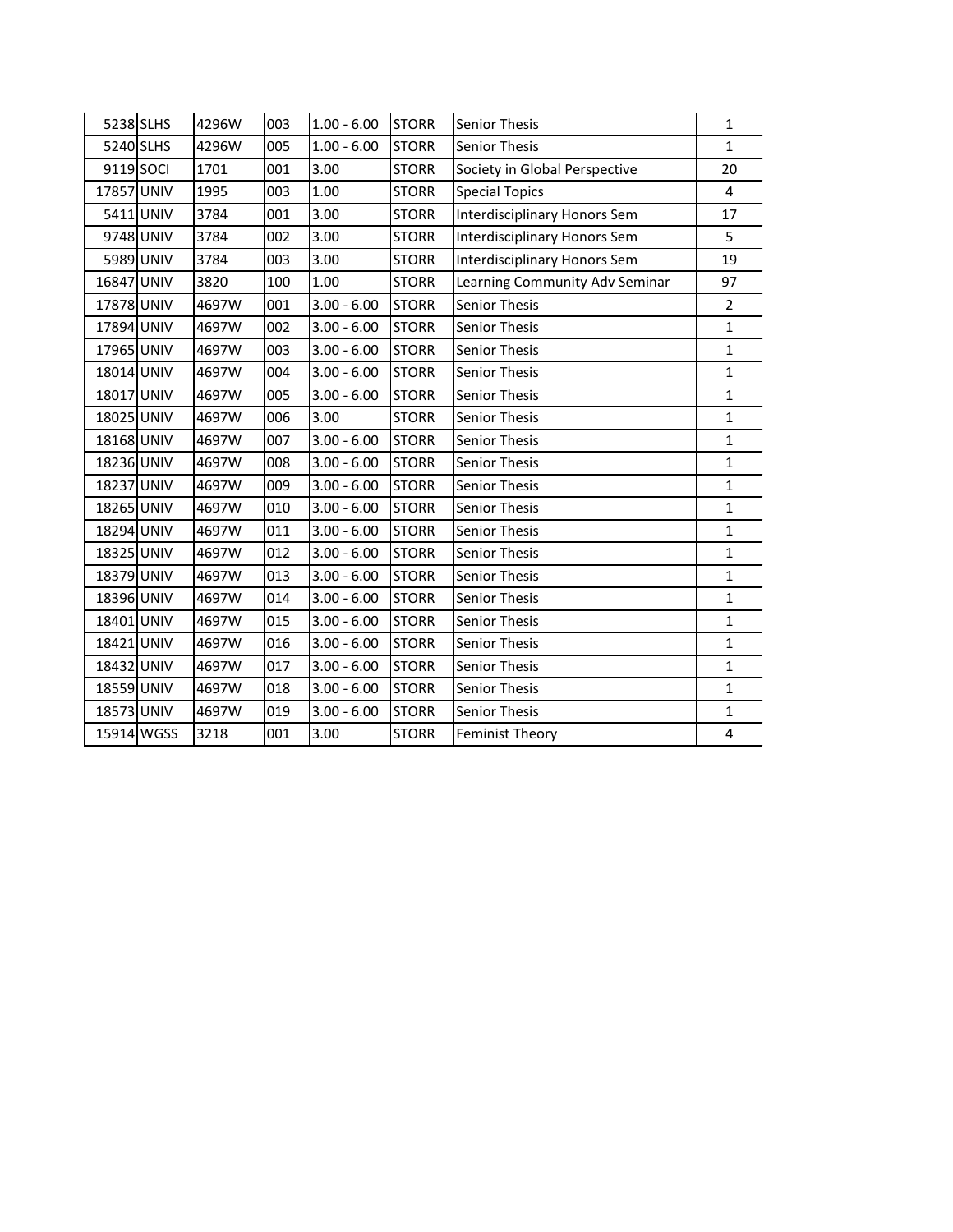| | | | | | | | |
|---|---|---|---|---|---|---|---|
| 5238 | SLHS | 4296W | 003 | 1.00 - 6.00 | STORR | Senior Thesis | 1 |
| 5240 | SLHS | 4296W | 005 | 1.00 - 6.00 | STORR | Senior Thesis | 1 |
| 9119 | SOCI | 1701 | 001 | 3.00 | STORR | Society in Global Perspective | 20 |
| 17857 | UNIV | 1995 | 003 | 1.00 | STORR | Special Topics | 4 |
| 5411 | UNIV | 3784 | 001 | 3.00 | STORR | Interdisciplinary Honors Sem | 17 |
| 9748 | UNIV | 3784 | 002 | 3.00 | STORR | Interdisciplinary Honors Sem | 5 |
| 5989 | UNIV | 3784 | 003 | 3.00 | STORR | Interdisciplinary Honors Sem | 19 |
| 16847 | UNIV | 3820 | 100 | 1.00 | STORR | Learning Community Adv Seminar | 97 |
| 17878 | UNIV | 4697W | 001 | 3.00 - 6.00 | STORR | Senior Thesis | 2 |
| 17894 | UNIV | 4697W | 002 | 3.00 - 6.00 | STORR | Senior Thesis | 1 |
| 17965 | UNIV | 4697W | 003 | 3.00 - 6.00 | STORR | Senior Thesis | 1 |
| 18014 | UNIV | 4697W | 004 | 3.00 - 6.00 | STORR | Senior Thesis | 1 |
| 18017 | UNIV | 4697W | 005 | 3.00 - 6.00 | STORR | Senior Thesis | 1 |
| 18025 | UNIV | 4697W | 006 | 3.00 | STORR | Senior Thesis | 1 |
| 18168 | UNIV | 4697W | 007 | 3.00 - 6.00 | STORR | Senior Thesis | 1 |
| 18236 | UNIV | 4697W | 008 | 3.00 - 6.00 | STORR | Senior Thesis | 1 |
| 18237 | UNIV | 4697W | 009 | 3.00 - 6.00 | STORR | Senior Thesis | 1 |
| 18265 | UNIV | 4697W | 010 | 3.00 - 6.00 | STORR | Senior Thesis | 1 |
| 18294 | UNIV | 4697W | 011 | 3.00 - 6.00 | STORR | Senior Thesis | 1 |
| 18325 | UNIV | 4697W | 012 | 3.00 - 6.00 | STORR | Senior Thesis | 1 |
| 18379 | UNIV | 4697W | 013 | 3.00 - 6.00 | STORR | Senior Thesis | 1 |
| 18396 | UNIV | 4697W | 014 | 3.00 - 6.00 | STORR | Senior Thesis | 1 |
| 18401 | UNIV | 4697W | 015 | 3.00 - 6.00 | STORR | Senior Thesis | 1 |
| 18421 | UNIV | 4697W | 016 | 3.00 - 6.00 | STORR | Senior Thesis | 1 |
| 18432 | UNIV | 4697W | 017 | 3.00 - 6.00 | STORR | Senior Thesis | 1 |
| 18559 | UNIV | 4697W | 018 | 3.00 - 6.00 | STORR | Senior Thesis | 1 |
| 18573 | UNIV | 4697W | 019 | 3.00 - 6.00 | STORR | Senior Thesis | 1 |
| 15914 | WGSS | 3218 | 001 | 3.00 | STORR | Feminist Theory | 4 |